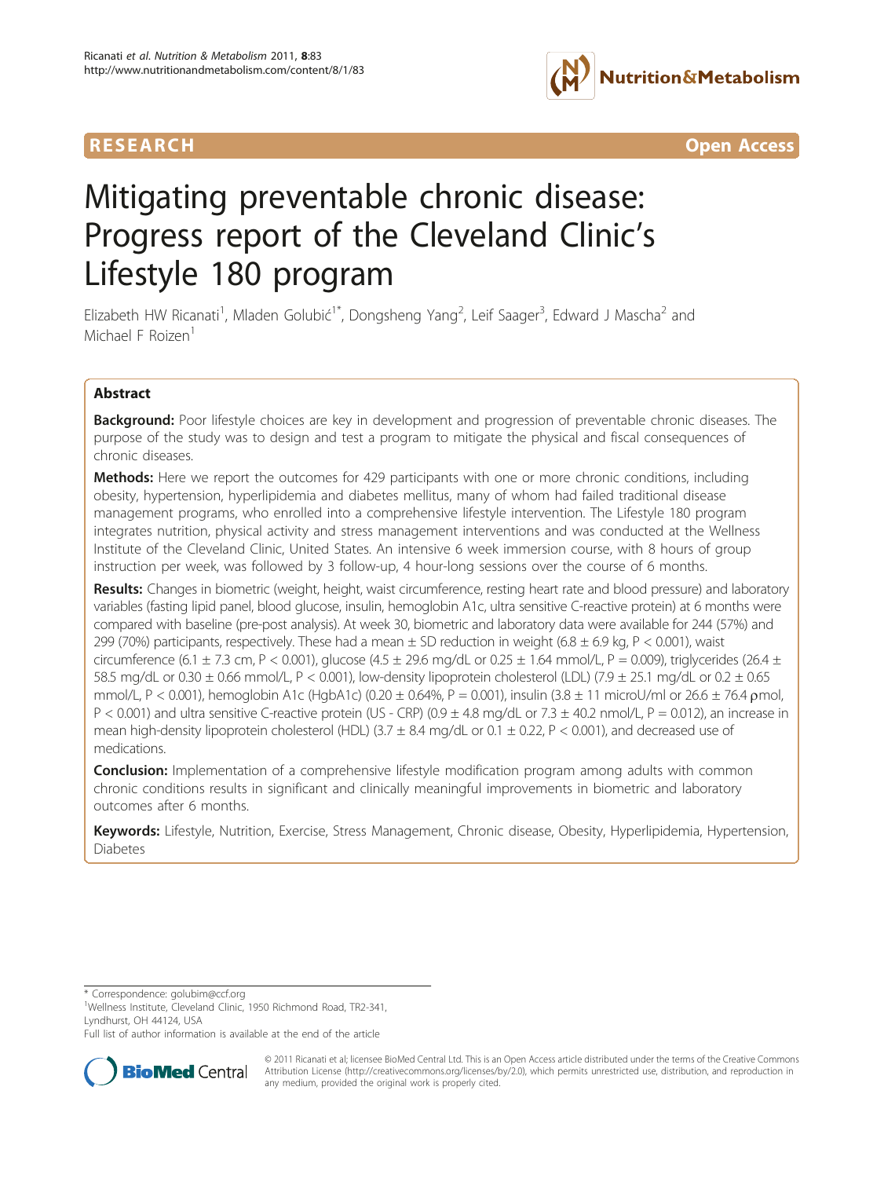RESEARCH

Open Access

# Mitigating preventable chronic disease: Progress report of the Cleveland Clinic's Lifestyle 180 program

Elizabeth HW Ricanati[1], Mladen Golubić[1*], Dongsheng Yang[2], Leif Saager[3], Edward J Mascha[2] and Michael F Roizen[1]

## Abstract

**Background:** Poor lifestyle choices are key in development and progression of preventable chronic diseases. The purpose of the study was to design and test a program to mitigate the physical and fiscal consequences of chronic diseases.

**Methods:** Here we report the outcomes for 429 participants with one or more chronic conditions, including obesity, hypertension, hyperlipidemia and diabetes mellitus, many of whom had failed traditional disease management programs, who enrolled into a comprehensive lifestyle intervention. The Lifestyle 180 program integrates nutrition, physical activity and stress management interventions and was conducted at the Wellness Institute of the Cleveland Clinic, United States. An intensive 6 week immersion course, with 8 hours of group instruction per week, was followed by 3 follow-up, 4 hour-long sessions over the course of 6 months.

**Results:** Changes in biometric (weight, height, waist circumference, resting heart rate and blood pressure) and laboratory variables (fasting lipid panel, blood glucose, insulin, hemoglobin A1c, ultra sensitive C-reactive protein) at 6 months were compared with baseline (pre-post analysis). At week 30, biometric and laboratory data were available for 244 (57%) and 299 (70%) participants, respectively. These had a mean ± SD reduction in weight (6.8 ± 6.9 kg, $P < 0.001$), waist circumference (6.1 ± 7.3 cm, $P < 0.001$), glucose (4.5 ± 29.6 mg/dL or 0.25 ± 1.64 mmol/L, $P = 0.009$), triglycerides (26.4 ± 58.5 mg/dL or 0.30 ± 0.66 mmol/L, $P < 0.001$), low-density lipoprotein cholesterol (LDL) (7.9 ± 25.1 mg/dL or 0.2 ± 0.65 mmol/L, $P < 0.001$), hemoglobin A1c (HgbA1c) (0.20 ± 0.64%, $P = 0.001$), insulin (3.8 ± 11 microU/ml or 26.6 ± 76.4 ρmol, $P < 0.001$) and ultra sensitive C-reactive protein (US - CRP) (0.9 ± 4.8 mg/dL or 7.3 ± 40.2 nmol/L, $P = 0.012$), an increase in mean high-density lipoprotein cholesterol (HDL) (3.7 ± 8.4 mg/dL or 0.1 ± 0.22, $P < 0.001$), and decreased use of medications.

**Conclusion:** Implementation of a comprehensive lifestyle modification program among adults with common chronic conditions results in significant and clinically meaningful improvements in biometric and laboratory outcomes after 6 months.

**Keywords:** Lifestyle, Nutrition, Exercise, Stress Management, Chronic disease, Obesity, Hyperlipidemia, Hypertension, Diabetes

---

\* Correspondence: golubim@ccf.org

[1]Wellness Institute, Cleveland Clinic, 1950 Richmond Road, TR2-341, Lyndhurst, OH 44124, USA

Full list of author information is available at the end of the article

© 2011 Ricanati et al; licensee BioMed Central Ltd. This is an Open Access article distributed under the terms of the Creative Commons Attribution License (http://creativecommons.org/licenses/by/2.0), which permits unrestricted use, distribution, and reproduction in any medium, provided the original work is properly cited.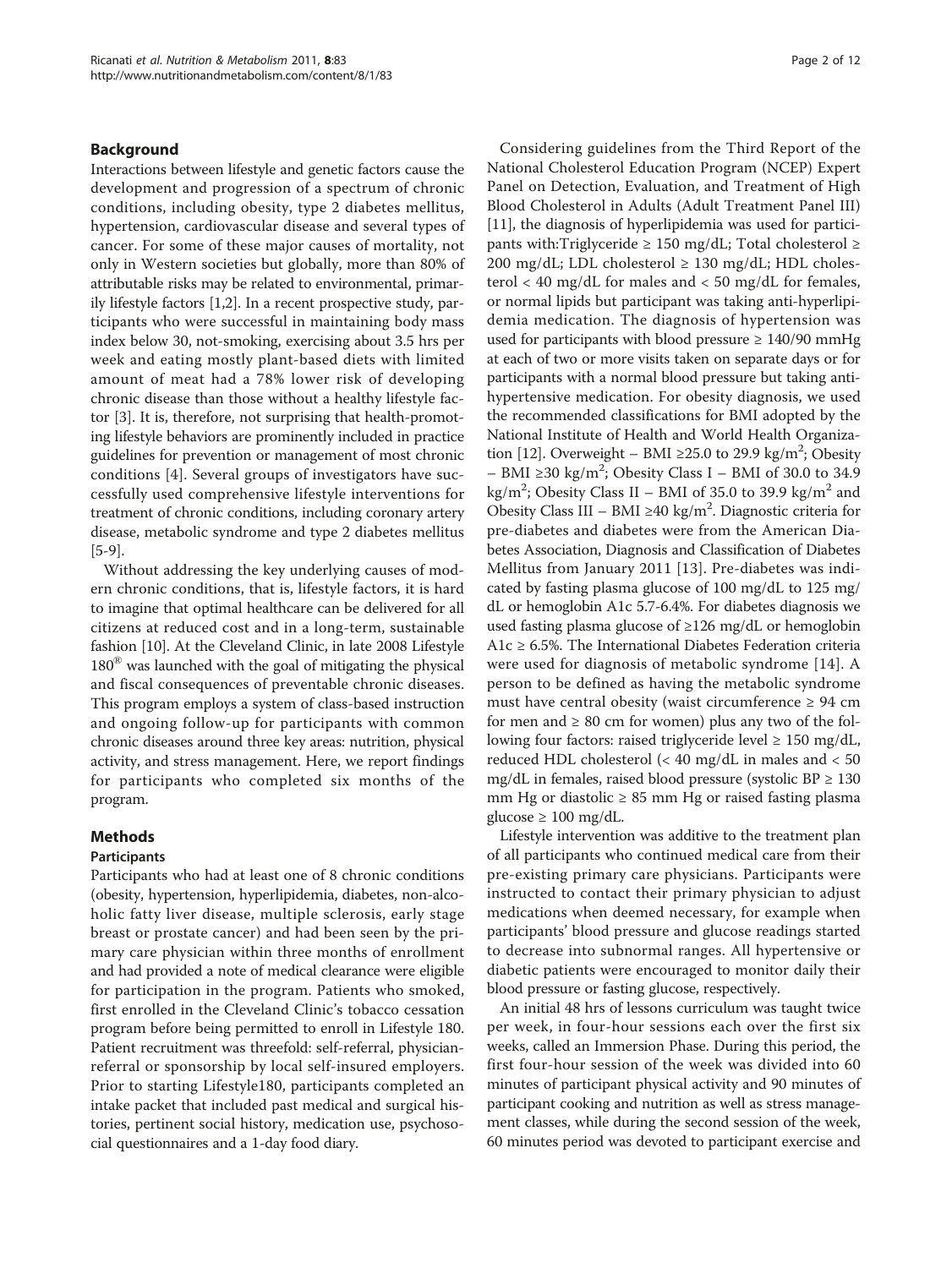## Background

Interactions between lifestyle and genetic factors cause the development and progression of a spectrum of chronic conditions, including obesity, type 2 diabetes mellitus, hypertension, cardiovascular disease and several types of cancer. For some of these major causes of mortality, not only in Western societies but globally, more than 80% of attributable risks may be related to environmental, primarily lifestyle factors [1,2]. In a recent prospective study, participants who were successful in maintaining body mass index below 30, not-smoking, exercising about 3.5 hrs per week and eating mostly plant-based diets with limited amount of meat had a 78% lower risk of developing chronic disease than those without a healthy lifestyle factor [3]. It is, therefore, not surprising that health-promoting lifestyle behaviors are prominently included in practice guidelines for prevention or management of most chronic conditions [4]. Several groups of investigators have successfully used comprehensive lifestyle interventions for treatment of chronic conditions, including coronary artery disease, metabolic syndrome and type 2 diabetes mellitus [5-9].

Without addressing the key underlying causes of modern chronic conditions, that is, lifestyle factors, it is hard to imagine that optimal healthcare can be delivered for all citizens at reduced cost and in a long-term, sustainable fashion [10]. At the Cleveland Clinic, in late 2008 Lifestyle 180® was launched with the goal of mitigating the physical and fiscal consequences of preventable chronic diseases. This program employs a system of class-based instruction and ongoing follow-up for participants with common chronic diseases around three key areas: nutrition, physical activity, and stress management. Here, we report findings for participants who completed six months of the program.

## Methods

### Participants

Participants who had at least one of 8 chronic conditions (obesity, hypertension, hyperlipidemia, diabetes, non-alcoholic fatty liver disease, multiple sclerosis, early stage breast or prostate cancer) and had been seen by the primary care physician within three months of enrollment and had provided a note of medical clearance were eligible for participation in the program. Patients who smoked, first enrolled in the Cleveland Clinic's tobacco cessation program before being permitted to enroll in Lifestyle 180. Patient recruitment was threefold: self-referral, physician-referral or sponsorship by local self-insured employers. Prior to starting Lifestyle180, participants completed an intake packet that included past medical and surgical histories, pertinent social history, medication use, psychosocial questionnaires and a 1-day food diary.

Considering guidelines from the Third Report of the National Cholesterol Education Program (NCEP) Expert Panel on Detection, Evaluation, and Treatment of High Blood Cholesterol in Adults (Adult Treatment Panel III) [11], the diagnosis of hyperlipidemia was used for participants with:Triglyceride ≥ 150 mg/dL; Total cholesterol ≥ 200 mg/dL; LDL cholesterol ≥ 130 mg/dL; HDL cholesterol < 40 mg/dL for males and < 50 mg/dL for females, or normal lipids but participant was taking anti-hyperlipidemia medication. The diagnosis of hypertension was used for participants with blood pressure ≥ 140/90 mmHg at each of two or more visits taken on separate days or for participants with a normal blood pressure but taking anti-hypertensive medication. For obesity diagnosis, we used the recommended classifications for BMI adopted by the National Institute of Health and World Health Organization [12]. Overweight – BMI ≥25.0 to 29.9 kg/m$^2$; Obesity – BMI ≥30 kg/m$^2$; Obesity Class I – BMI of 30.0 to 34.9 kg/m$^2$; Obesity Class II – BMI of 35.0 to 39.9 kg/m$^2$ and Obesity Class III – BMI ≥40 kg/m$^2$. Diagnostic criteria for pre-diabetes and diabetes were from the American Diabetes Association, Diagnosis and Classification of Diabetes Mellitus from January 2011 [13]. Pre-diabetes was indicated by fasting plasma glucose of 100 mg/dL to 125 mg/dL or hemoglobin A1c 5.7-6.4%. For diabetes diagnosis we used fasting plasma glucose of ≥126 mg/dL or hemoglobin A1c ≥ 6.5%. The International Diabetes Federation criteria were used for diagnosis of metabolic syndrome [14]. A person to be defined as having the metabolic syndrome must have central obesity (waist circumference ≥ 94 cm for men and ≥ 80 cm for women) plus any two of the following four factors: raised triglyceride level ≥ 150 mg/dL, reduced HDL cholesterol (< 40 mg/dL in males and < 50 mg/dL in females, raised blood pressure (systolic BP ≥ 130 mm Hg or diastolic ≥ 85 mm Hg or raised fasting plasma glucose ≥ 100 mg/dL.

Lifestyle intervention was additive to the treatment plan of all participants who continued medical care from their pre-existing primary care physicians. Participants were instructed to contact their primary physician to adjust medications when deemed necessary, for example when participants' blood pressure and glucose readings started to decrease into subnormal ranges. All hypertensive or diabetic patients were encouraged to monitor daily their blood pressure or fasting glucose, respectively.

An initial 48 hrs of lessons curriculum was taught twice per week, in four-hour sessions each over the first six weeks, called an Immersion Phase. During this period, the first four-hour session of the week was divided into 60 minutes of participant physical activity and 90 minutes of participant cooking and nutrition as well as stress management classes, while during the second session of the week, 60 minutes period was devoted to participant exercise and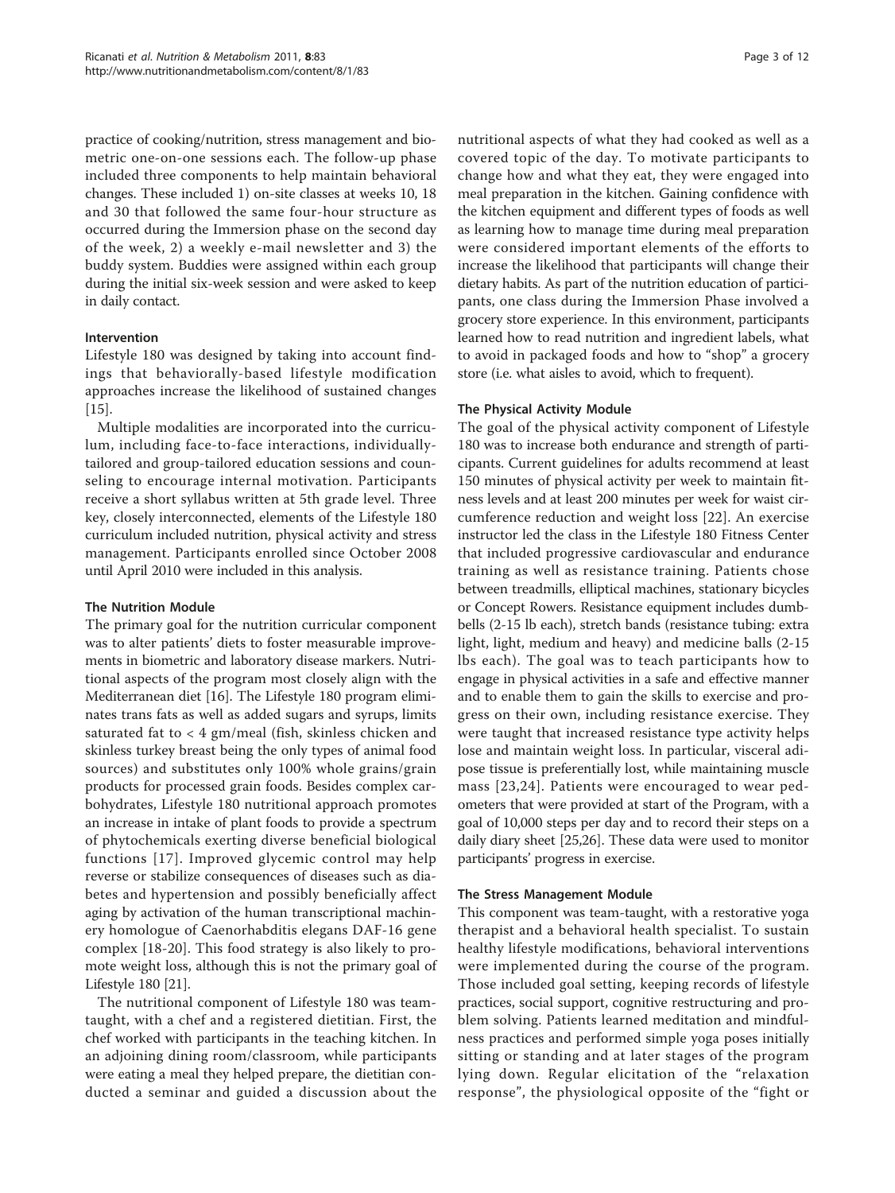practice of cooking/nutrition, stress management and biometric one-on-one sessions each. The follow-up phase included three components to help maintain behavioral changes. These included 1) on-site classes at weeks 10, 18 and 30 that followed the same four-hour structure as occurred during the Immersion phase on the second day of the week, 2) a weekly e-mail newsletter and 3) the buddy system. Buddies were assigned within each group during the initial six-week session and were asked to keep in daily contact.

### Intervention

Lifestyle 180 was designed by taking into account findings that behaviorally-based lifestyle modification approaches increase the likelihood of sustained changes [15].

Multiple modalities are incorporated into the curriculum, including face-to-face interactions, individually-tailored and group-tailored education sessions and counseling to encourage internal motivation. Participants receive a short syllabus written at 5th grade level. Three key, closely interconnected, elements of the Lifestyle 180 curriculum included nutrition, physical activity and stress management. Participants enrolled since October 2008 until April 2010 were included in this analysis.

### The Nutrition Module

The primary goal for the nutrition curricular component was to alter patients' diets to foster measurable improvements in biometric and laboratory disease markers. Nutritional aspects of the program most closely align with the Mediterranean diet [16]. The Lifestyle 180 program eliminates trans fats as well as added sugars and syrups, limits saturated fat to < 4 gm/meal (fish, skinless chicken and skinless turkey breast being the only types of animal food sources) and substitutes only 100% whole grains/grain products for processed grain foods. Besides complex carbohydrates, Lifestyle 180 nutritional approach promotes an increase in intake of plant foods to provide a spectrum of phytochemicals exerting diverse beneficial biological functions [17]. Improved glycemic control may help reverse or stabilize consequences of diseases such as diabetes and hypertension and possibly beneficially affect aging by activation of the human transcriptional machinery homologue of Caenorhabditis elegans DAF-16 gene complex [18-20]. This food strategy is also likely to promote weight loss, although this is not the primary goal of Lifestyle 180 [21].

The nutritional component of Lifestyle 180 was team-taught, with a chef and a registered dietitian. First, the chef worked with participants in the teaching kitchen. In an adjoining dining room/classroom, while participants were eating a meal they helped prepare, the dietitian conducted a seminar and guided a discussion about the nutritional aspects of what they had cooked as well as a covered topic of the day. To motivate participants to change how and what they eat, they were engaged into meal preparation in the kitchen. Gaining confidence with the kitchen equipment and different types of foods as well as learning how to manage time during meal preparation were considered important elements of the efforts to increase the likelihood that participants will change their dietary habits. As part of the nutrition education of participants, one class during the Immersion Phase involved a grocery store experience. In this environment, participants learned how to read nutrition and ingredient labels, what to avoid in packaged foods and how to "shop" a grocery store (i.e. what aisles to avoid, which to frequent).

### The Physical Activity Module

The goal of the physical activity component of Lifestyle 180 was to increase both endurance and strength of participants. Current guidelines for adults recommend at least 150 minutes of physical activity per week to maintain fitness levels and at least 200 minutes per week for waist circumference reduction and weight loss [22]. An exercise instructor led the class in the Lifestyle 180 Fitness Center that included progressive cardiovascular and endurance training as well as resistance training. Patients chose between treadmills, elliptical machines, stationary bicycles or Concept Rowers. Resistance equipment includes dumbbells (2-15 lb each), stretch bands (resistance tubing: extra light, light, medium and heavy) and medicine balls (2-15 lbs each). The goal was to teach participants how to engage in physical activities in a safe and effective manner and to enable them to gain the skills to exercise and progress on their own, including resistance exercise. They were taught that increased resistance type activity helps lose and maintain weight loss. In particular, visceral adipose tissue is preferentially lost, while maintaining muscle mass [23,24]. Patients were encouraged to wear pedometers that were provided at start of the Program, with a goal of 10,000 steps per day and to record their steps on a daily diary sheet [25,26]. These data were used to monitor participants' progress in exercise.

### The Stress Management Module

This component was team-taught, with a restorative yoga therapist and a behavioral health specialist. To sustain healthy lifestyle modifications, behavioral interventions were implemented during the course of the program. Those included goal setting, keeping records of lifestyle practices, social support, cognitive restructuring and problem solving. Patients learned meditation and mindfulness practices and performed simple yoga poses initially sitting or standing and at later stages of the program lying down. Regular elicitation of the "relaxation response", the physiological opposite of the "fight or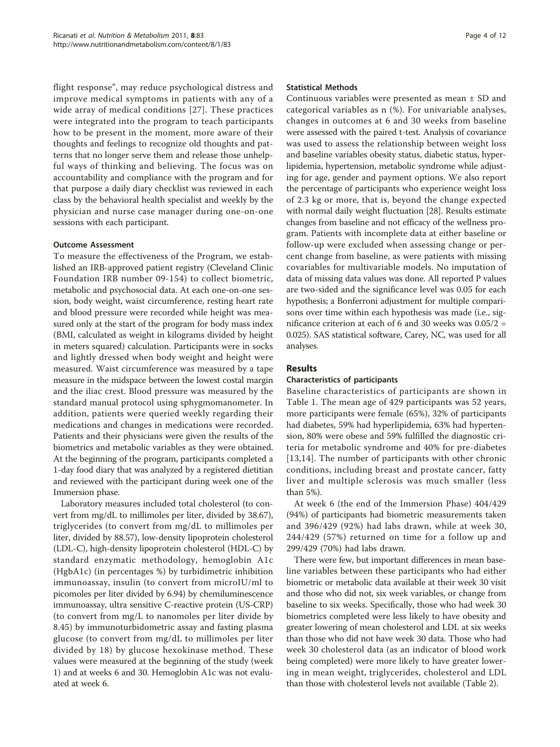flight response", may reduce psychological distress and improve medical symptoms in patients with any of a wide array of medical conditions [27]. These practices were integrated into the program to teach participants how to be present in the moment, more aware of their thoughts and feelings to recognize old thoughts and patterns that no longer serve them and release those unhelpful ways of thinking and believing. The focus was on accountability and compliance with the program and for that purpose a daily diary checklist was reviewed in each class by the behavioral health specialist and weekly by the physician and nurse case manager during one-on-one sessions with each participant.

### Outcome Assessment

To measure the effectiveness of the Program, we established an IRB-approved patient registry (Cleveland Clinic Foundation IRB number 09-154) to collect biometric, metabolic and psychosocial data. At each one-on-one session, body weight, waist circumference, resting heart rate and blood pressure were recorded while height was measured only at the start of the program for body mass index (BMI, calculated as weight in kilograms divided by height in meters squared) calculation. Participants were in socks and lightly dressed when body weight and height were measured. Waist circumference was measured by a tape measure in the midspace between the lowest costal margin and the iliac crest. Blood pressure was measured by the standard manual protocol using sphygmomanometer. In addition, patients were queried weekly regarding their medications and changes in medications were recorded. Patients and their physicians were given the results of the biometrics and metabolic variables as they were obtained. At the beginning of the program, participants completed a 1-day food diary that was analyzed by a registered dietitian and reviewed with the participant during week one of the Immersion phase.

Laboratory measures included total cholesterol (to convert from mg/dL to millimoles per liter, divided by 38.67), triglycerides (to convert from mg/dL to millimoles per liter, divided by 88.57), low-density lipoprotein cholesterol (LDL-C), high-density lipoprotein cholesterol (HDL-C) by standard enzymatic methodology, hemoglobin A1c (HgbA1c) (in percentages %) by turbidimetric inhibition immunoassay, insulin (to convert from microIU/ml to picomoles per liter divided by 6.94) by chemiluminescence immunoassay, ultra sensitive C-reactive protein (US-CRP) (to convert from mg/L to nanomoles per liter divide by 8.45) by immunoturbidometric assay and fasting plasma glucose (to convert from mg/dL to millimoles per liter divided by 18) by glucose hexokinase method. These values were measured at the beginning of the study (week 1) and at weeks 6 and 30. Hemoglobin A1c was not evaluated at week 6.

### Statistical Methods

Continuous variables were presented as mean ± SD and categorical variables as n (%). For univariable analyses, changes in outcomes at 6 and 30 weeks from baseline were assessed with the paired t-test. Analysis of covariance was used to assess the relationship between weight loss and baseline variables obesity status, diabetic status, hyperlipidemia, hypertension, metabolic syndrome while adjusting for age, gender and payment options. We also report the percentage of participants who experience weight loss of 2.3 kg or more, that is, beyond the change expected with normal daily weight fluctuation [28]. Results estimate changes from baseline and not efficacy of the wellness program. Patients with incomplete data at either baseline or follow-up were excluded when assessing change or percent change from baseline, as were patients with missing covariables for multivariable models. No imputation of data of missing data values was done. All reported P values are two-sided and the significance level was 0.05 for each hypothesis; a Bonferroni adjustment for multiple comparisons over time within each hypothesis was made (i.e., significance criterion at each of 6 and 30 weeks was $0.05/2 = 0.025$). SAS statistical software, Carey, NC, was used for all analyses.

## Results

### Characteristics of participants

Baseline characteristics of participants are shown in Table 1. The mean age of 429 participants was 52 years, more participants were female (65%), 32% of participants had diabetes, 59% had hyperlipidemia, 63% had hypertension, 80% were obese and 59% fulfilled the diagnostic criteria for metabolic syndrome and 40% for pre-diabetes [13,14]. The number of participants with other chronic conditions, including breast and prostate cancer, fatty liver and multiple sclerosis was much smaller (less than 5%).

At week 6 (the end of the Immersion Phase) 404/429 (94%) of participants had biometric measurements taken and 396/429 (92%) had labs drawn, while at week 30, 244/429 (57%) returned on time for a follow up and 299/429 (70%) had labs drawn.

There were few, but important differences in mean baseline variables between these participants who had either biometric or metabolic data available at their week 30 visit and those who did not, six week variables, or change from baseline to six weeks. Specifically, those who had week 30 biometrics completed were less likely to have obesity and greater lowering of mean cholesterol and LDL at six weeks than those who did not have week 30 data. Those who had week 30 cholesterol data (as an indicator of blood work being completed) were more likely to have greater lowering in mean weight, triglycerides, cholesterol and LDL than those with cholesterol levels not available (Table 2).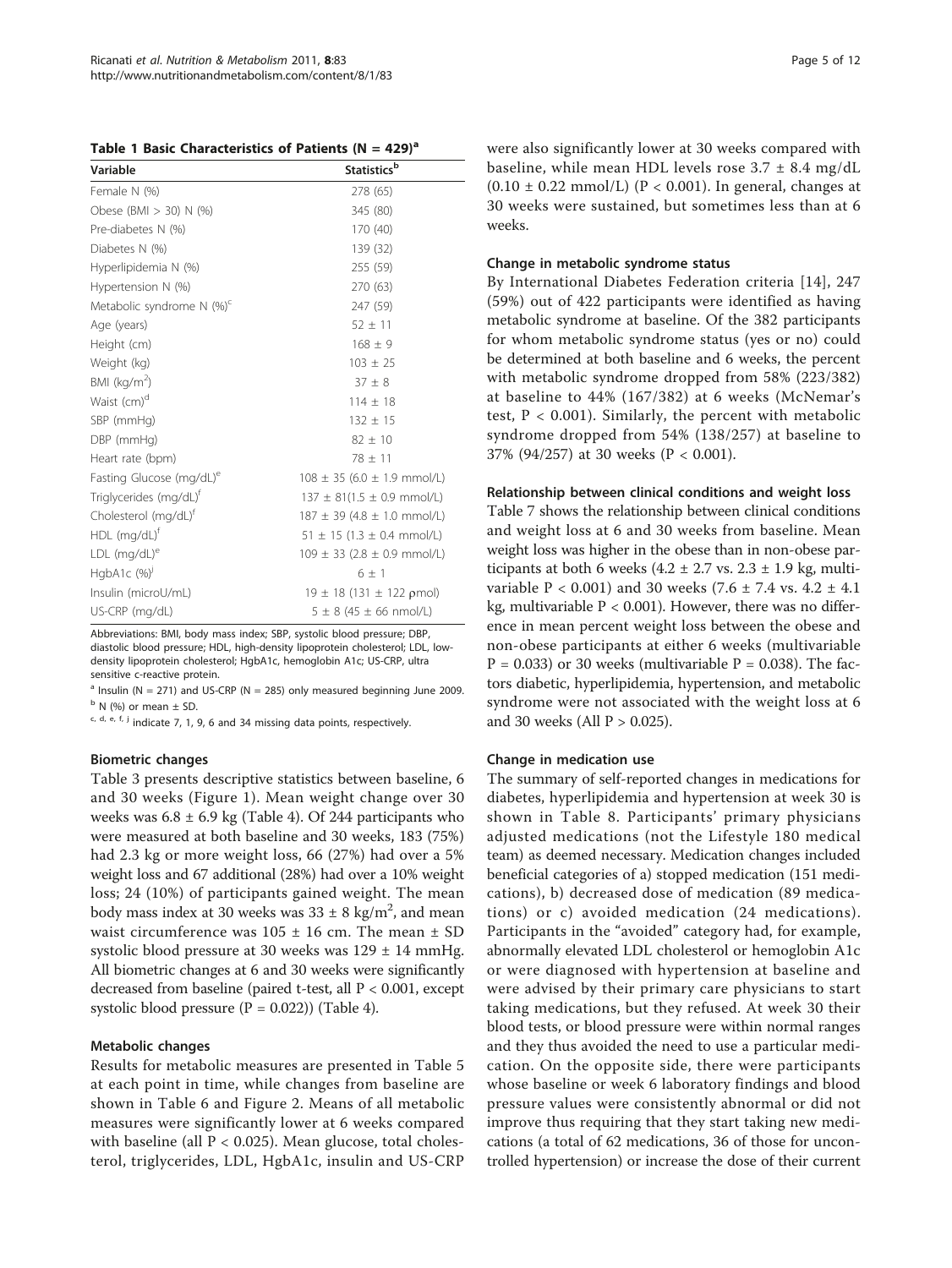**Table 1 Basic Characteristics of Patients (N = 429)[a]**

| Variable | Statistics[b] |
|---|---|
| Female N (%) | 278 (65) |
| Obese (BMI > 30) N (%) | 345 (80) |
| Pre-diabetes N (%) | 170 (40) |
| Diabetes N (%) | 139 (32) |
| Hyperlipidemia N (%) | 255 (59) |
| Hypertension N (%) | 270 (63) |
| Metabolic syndrome N (%)[c] | 247 (59) |
| Age (years) | 52 ± 11 |
| Height (cm) | 168 ± 9 |
| Weight (kg) | 103 ± 25 |
| BMI (kg/m$^2$) | 37 ± 8 |
| Waist (cm)[d] | 114 ± 18 |
| SBP (mmHg) | 132 ± 15 |
| DBP (mmHg) | 82 ± 10 |
| Heart rate (bpm) | 78 ± 11 |
| Fasting Glucose (mg/dL)[e] | 108 ± 35 (6.0 ± 1.9 mmol/L) |
| Triglycerides (mg/dL)[f] | 137 ± 81(1.5 ± 0.9 mmol/L) |
| Cholesterol (mg/dL)[f] | 187 ± 39 (4.8 ± 1.0 mmol/L) |
| HDL (mg/dL)[f] | 51 ± 15 (1.3 ± 0.4 mmol/L) |
| LDL (mg/dL)[e] | 109 ± 33 (2.8 ± 0.9 mmol/L) |
| HgbA1c (%)[j] | 6 ± 1 |
| Insulin (microU/mL) | 19 ± 18 (131 ± 122 ρmol) |
| US-CRP (mg/dL) | 5 ± 8 (45 ± 66 nmol/L) |

Abbreviations: BMI, body mass index; SBP, systolic blood pressure; DBP, diastolic blood pressure; HDL, high-density lipoprotein cholesterol; LDL, low-density lipoprotein cholesterol; HgbA1c, hemoglobin A1c; US-CRP, ultra sensitive c-reactive protein.

[a] Insulin (N = 271) and US-CRP (N = 285) only measured beginning June 2009.

[b] N (%) or mean ± SD.

[c, d, e, f, j] indicate 7, 1, 9, 6 and 34 missing data points, respectively.

### Biometric changes

Table 3 presents descriptive statistics between baseline, 6 and 30 weeks (Figure 1). Mean weight change over 30 weeks was 6.8 ± 6.9 kg (Table 4). Of 244 participants who were measured at both baseline and 30 weeks, 183 (75%) had 2.3 kg or more weight loss, 66 (27%) had over a 5% weight loss and 67 additional (28%) had over a 10% weight loss; 24 (10%) of participants gained weight. The mean body mass index at 30 weeks was 33 ± 8 kg/m$^2$, and mean waist circumference was 105 ± 16 cm. The mean ± SD systolic blood pressure at 30 weeks was 129 ± 14 mmHg. All biometric changes at 6 and 30 weeks were significantly decreased from baseline (paired t-test, all $P < 0.001$, except systolic blood pressure ($P = 0.022$)) (Table 4).

### Metabolic changes

Results for metabolic measures are presented in Table 5 at each point in time, while changes from baseline are shown in Table 6 and Figure 2. Means of all metabolic measures were significantly lower at 6 weeks compared with baseline (all $P < 0.025$). Mean glucose, total cholesterol, triglycerides, LDL, HgbA1c, insulin and US-CRP were also significantly lower at 30 weeks compared with baseline, while mean HDL levels rose 3.7 ± 8.4 mg/dL (0.10 ± 0.22 mmol/L) ($P < 0.001$). In general, changes at 30 weeks were sustained, but sometimes less than at 6 weeks.

### Change in metabolic syndrome status

By International Diabetes Federation criteria [14], 247 (59%) out of 422 participants were identified as having metabolic syndrome at baseline. Of the 382 participants for whom metabolic syndrome status (yes or no) could be determined at both baseline and 6 weeks, the percent with metabolic syndrome dropped from 58% (223/382) at baseline to 44% (167/382) at 6 weeks (McNemar's test, $P < 0.001$). Similarly, the percent with metabolic syndrome dropped from 54% (138/257) at baseline to 37% (94/257) at 30 weeks ($P < 0.001$).

### Relationship between clinical conditions and weight loss

Table 7 shows the relationship between clinical conditions and weight loss at 6 and 30 weeks from baseline. Mean weight loss was higher in the obese than in non-obese participants at both 6 weeks (4.2 ± 2.7 vs. 2.3 ± 1.9 kg, multivariable $P < 0.001$) and 30 weeks (7.6 ± 7.4 vs. 4.2 ± 4.1 kg, multivariable $P < 0.001$). However, there was no difference in mean percent weight loss between the obese and non-obese participants at either 6 weeks (multivariable $P = 0.033$) or 30 weeks (multivariable $P = 0.038$). The factors diabetic, hyperlipidemia, hypertension, and metabolic syndrome were not associated with the weight loss at 6 and 30 weeks (All $P > 0.025$).

### Change in medication use

The summary of self-reported changes in medications for diabetes, hyperlipidemia and hypertension at week 30 is shown in Table 8. Participants' primary physicians adjusted medications (not the Lifestyle 180 medical team) as deemed necessary. Medication changes included beneficial categories of a) stopped medication (151 medications), b) decreased dose of medication (89 medications) or c) avoided medication (24 medications). Participants in the "avoided" category had, for example, abnormally elevated LDL cholesterol or hemoglobin A1c or were diagnosed with hypertension at baseline and were advised by their primary care physicians to start taking medications, but they refused. At week 30 their blood tests, or blood pressure were within normal ranges and they thus avoided the need to use a particular medication. On the opposite side, there were participants whose baseline or week 6 laboratory findings and blood pressure values were consistently abnormal or did not improve thus requiring that they start taking new medications (a total of 62 medications, 36 of those for uncontrolled hypertension) or increase the dose of their current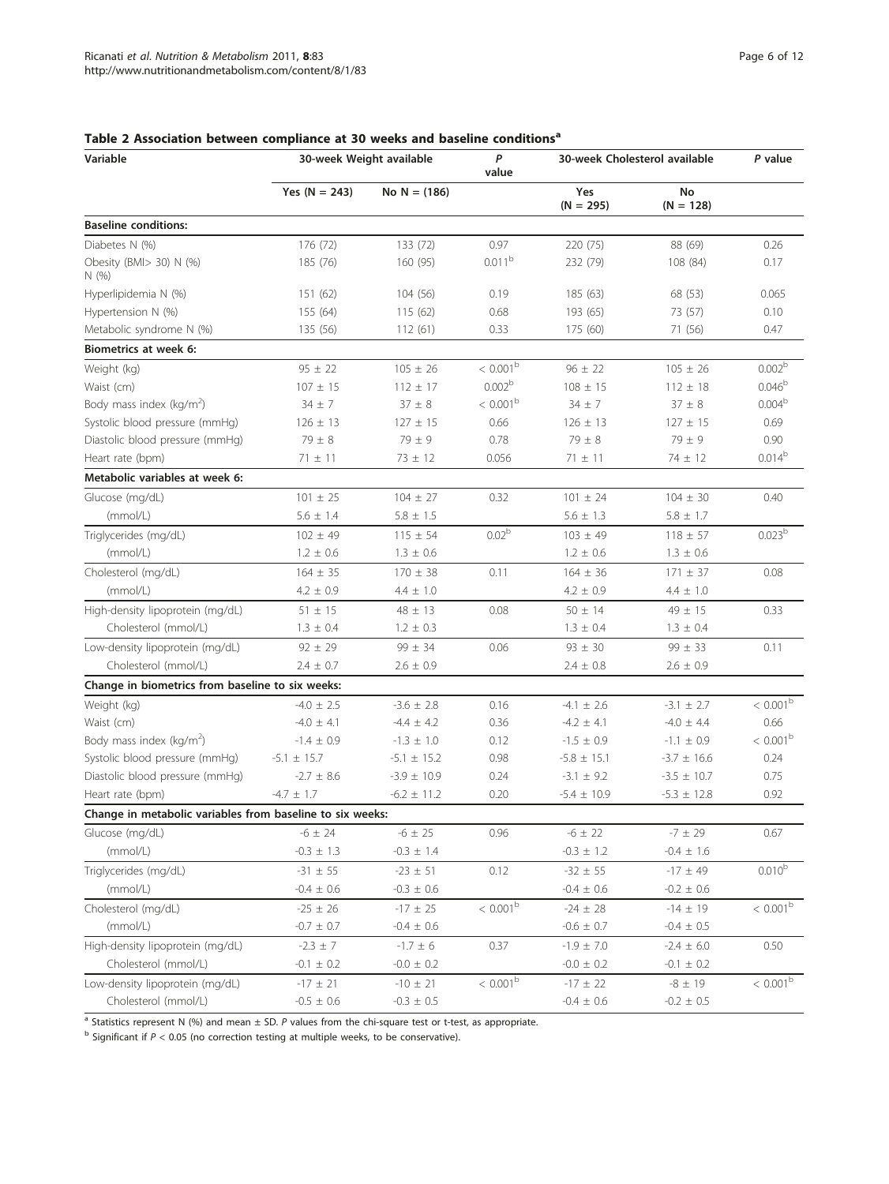**Table 2 Association between compliance at 30 weeks and baseline conditions[a]**

| Variable | 30-week Weight available | | *P* value | 30-week Cholesterol available | | *P* value |
|---|---|---|---|---|---|---|
| | Yes (N = 243) | No N = (186) | | Yes (N = 295) | No (N = 128) | |
| **Baseline conditions:** | | | | | | |
| Diabetes N (%) | 176 (72) | 133 (72) | 0.97 | 220 (75) | 88 (69) | 0.26 |
| Obesity (BMI> 30) N (%) N (%) | 185 (76) | 160 (95) | 0.011[b] | 232 (79) | 108 (84) | 0.17 |
| Hyperlipidemia N (%) | 151 (62) | 104 (56) | 0.19 | 185 (63) | 68 (53) | 0.065 |
| Hypertension N (%) | 155 (64) | 115 (62) | 0.68 | 193 (65) | 73 (57) | 0.10 |
| Metabolic syndrome N (%) | 135 (56) | 112 (61) | 0.33 | 175 (60) | 71 (56) | 0.47 |
| **Biometrics at week 6:** | | | | | | |
| Weight (kg) | 95 ± 22 | 105 ± 26 | < 0.001[b] | 96 ± 22 | 105 ± 26 | 0.002[b] |
| Waist (cm) | 107 ± 15 | 112 ± 17 | 0.002[b] | 108 ± 15 | 112 ± 18 | 0.046[b] |
| Body mass index (kg/m$^2$) | 34 ± 7 | 37 ± 8 | < 0.001[b] | 34 ± 7 | 37 ± 8 | 0.004[b] |
| Systolic blood pressure (mmHg) | 126 ± 13 | 127 ± 15 | 0.66 | 126 ± 13 | 127 ± 15 | 0.69 |
| Diastolic blood pressure (mmHg) | 79 ± 8 | 79 ± 9 | 0.78 | 79 ± 8 | 79 ± 9 | 0.90 |
| Heart rate (bpm) | 71 ± 11 | 73 ± 12 | 0.056 | 71 ± 11 | 74 ± 12 | 0.014[b] |
| **Metabolic variables at week 6:** | | | | | | |
| Glucose (mg/dL) | 101 ± 25 | 104 ± 27 | 0.32 | 101 ± 24 | 104 ± 30 | 0.40 |
| (mmol/L) | 5.6 ± 1.4 | 5.8 ± 1.5 | | 5.6 ± 1.3 | 5.8 ± 1.7 | |
| Triglycerides (mg/dL) | 102 ± 49 | 115 ± 54 | 0.02[b] | 103 ± 49 | 118 ± 57 | 0.023[b] |
| (mmol/L) | 1.2 ± 0.6 | 1.3 ± 0.6 | | 1.2 ± 0.6 | 1.3 ± 0.6 | |
| Cholesterol (mg/dL) | 164 ± 35 | 170 ± 38 | 0.11 | 164 ± 36 | 171 ± 37 | 0.08 |
| (mmol/L) | 4.2 ± 0.9 | 4.4 ± 1.0 | | 4.2 ± 0.9 | 4.4 ± 1.0 | |
| High-density lipoprotein (mg/dL) | 51 ± 15 | 48 ± 13 | 0.08 | 50 ± 14 | 49 ± 15 | 0.33 |
| Cholesterol (mmol/L) | 1.3 ± 0.4 | 1.2 ± 0.3 | | 1.3 ± 0.4 | 1.3 ± 0.4 | |
| Low-density lipoprotein (mg/dL) | 92 ± 29 | 99 ± 34 | 0.06 | 93 ± 30 | 99 ± 33 | 0.11 |
| Cholesterol (mmol/L) | 2.4 ± 0.7 | 2.6 ± 0.9 | | 2.4 ± 0.8 | 2.6 ± 0.9 | |
| **Change in biometrics from baseline to six weeks:** | | | | | | |
| Weight (kg) | -4.0 ± 2.5 | -3.6 ± 2.8 | 0.16 | -4.1 ± 2.6 | -3.1 ± 2.7 | < 0.001[b] |
| Waist (cm) | -4.0 ± 4.1 | -4.4 ± 4.2 | 0.36 | -4.2 ± 4.1 | -4.0 ± 4.4 | 0.66 |
| Body mass index (kg/m$^2$) | -1.4 ± 0.9 | -1.3 ± 1.0 | 0.12 | -1.5 ± 0.9 | -1.1 ± 0.9 | < 0.001[b] |
| Systolic blood pressure (mmHg) | -5.1 ± 15.7 | -5.1 ± 15.2 | 0.98 | -5.8 ± 15.1 | -3.7 ± 16.6 | 0.24 |
| Diastolic blood pressure (mmHg) | -2.7 ± 8.6 | -3.9 ± 10.9 | 0.24 | -3.1 ± 9.2 | -3.5 ± 10.7 | 0.75 |
| Heart rate (bpm) | -4.7 ± 1.7 | -6.2 ± 11.2 | 0.20 | -5.4 ± 10.9 | -5.3 ± 12.8 | 0.92 |
| **Change in metabolic variables from baseline to six weeks:** | | | | | | |
| Glucose (mg/dL) | -6 ± 24 | -6 ± 25 | 0.96 | -6 ± 22 | -7 ± 29 | 0.67 |
| (mmol/L) | -0.3 ± 1.3 | -0.3 ± 1.4 | | -0.3 ± 1.2 | -0.4 ± 1.6 | |
| Triglycerides (mg/dL) | -31 ± 55 | -23 ± 51 | 0.12 | -32 ± 55 | -17 ± 49 | 0.010[b] |
| (mmol/L) | -0.4 ± 0.6 | -0.3 ± 0.6 | | -0.4 ± 0.6 | -0.2 ± 0.6 | |
| Cholesterol (mg/dL) | -25 ± 26 | -17 ± 25 | < 0.001[b] | -24 ± 28 | -14 ± 19 | < 0.001[b] |
| (mmol/L) | -0.7 ± 0.7 | -0.4 ± 0.6 | | -0.6 ± 0.7 | -0.4 ± 0.5 | |
| High-density lipoprotein (mg/dL) | -2.3 ± 7 | -1.7 ± 6 | 0.37 | -1.9 ± 7.0 | -2.4 ± 6.0 | 0.50 |
| Cholesterol (mmol/L) | -0.1 ± 0.2 | -0.0 ± 0.2 | | -0.0 ± 0.2 | -0.1 ± 0.2 | |
| Low-density lipoprotein (mg/dL) | -17 ± 21 | -10 ± 21 | < 0.001[b] | -17 ± 22 | -8 ± 19 | < 0.001[b] |
| Cholesterol (mmol/L) | -0.5 ± 0.6 | -0.3 ± 0.5 | | -0.4 ± 0.6 | -0.2 ± 0.5 | |

[a] Statistics represent N (%) and mean ± SD. *P* values from the chi-square test or t-test, as appropriate.

[b] Significant if $P < 0.05$ (no correction testing at multiple weeks, to be conservative).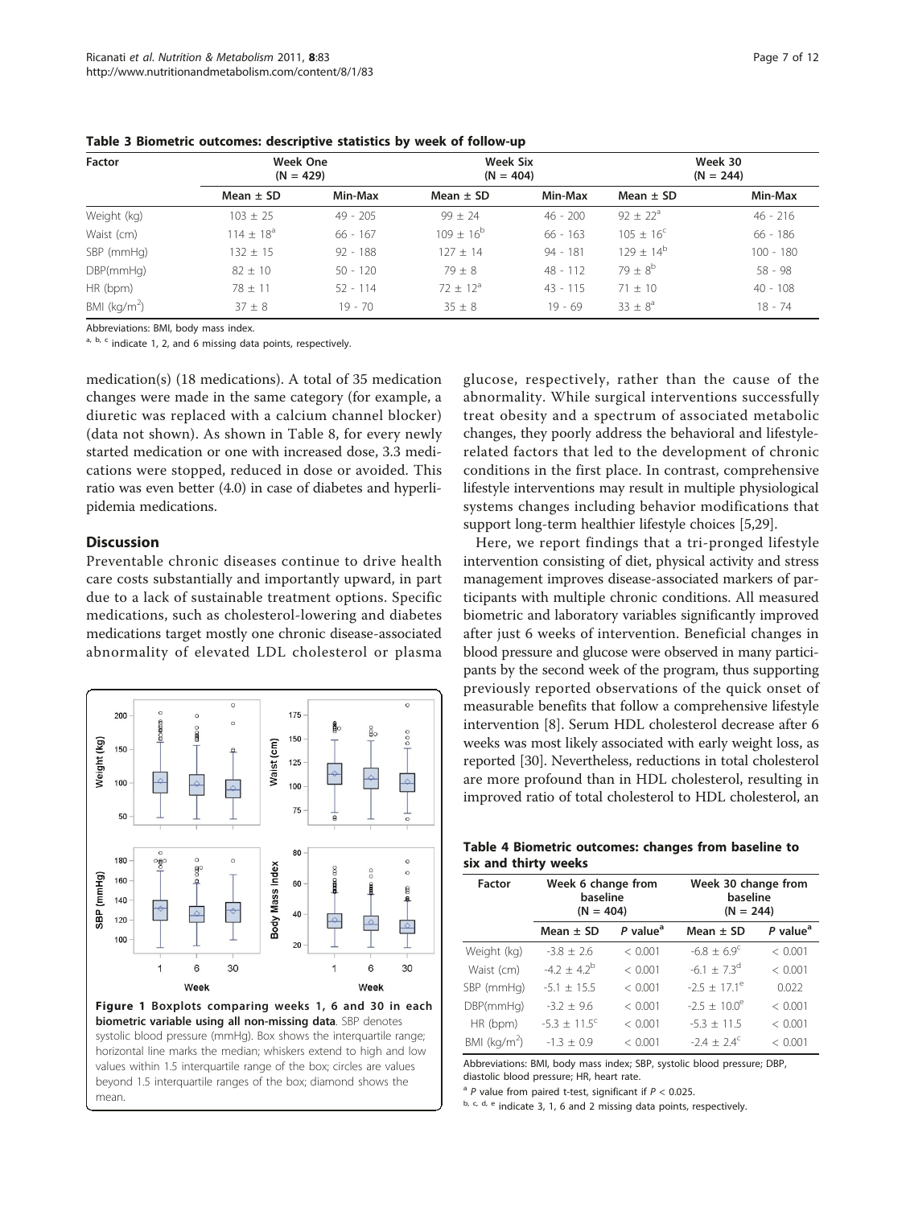**Table 3 Biometric outcomes: descriptive statistics by week of follow-up**

| Factor | Week One (N = 429) | | Week Six (N = 404) | | Week 30 (N = 244) | |
|---|---|---|---|---|---|---|
| | Mean ± SD | Min-Max | Mean ± SD | Min-Max | Mean ± SD | Min-Max |
| Weight (kg) | 103 ± 25 | 49 - 205 | 99 ± 24 | 46 - 200 | 92 ± 22[a] | 46 - 216 |
| Waist (cm) | 114 ± 18[a] | 66 - 167 | 109 ± 16[b] | 66 - 163 | 105 ± 16[c] | 66 - 186 |
| SBP (mmHg) | 132 ± 15 | 92 - 188 | 127 ± 14 | 94 - 181 | 129 ± 14[b] | 100 - 180 |
| DBP(mmHg) | 82 ± 10 | 50 - 120 | 79 ± 8 | 48 - 112 | 79 ± 8[b] | 58 - 98 |
| HR (bpm) | 78 ± 11 | 52 - 114 | 72 ± 12[a] | 43 - 115 | 71 ± 10 | 40 - 108 |
| BMI (kg/m$^2$) | 37 ± 8 | 19 - 70 | 35 ± 8 | 19 - 69 | 33 ± 8[a] | 18 - 74 |

Abbreviations: BMI, body mass index.

a, b, c indicate 1, 2, and 6 missing data points, respectively.

medication(s) (18 medications). A total of 35 medication changes were made in the same category (for example, a diuretic was replaced with a calcium channel blocker) (data not shown). As shown in Table 8, for every newly started medication or one with increased dose, 3.3 medications were stopped, reduced in dose or avoided. This ratio was even better (4.0) in case of diabetes and hyperlipidemia medications.

## Discussion

Preventable chronic diseases continue to drive health care costs substantially and importantly upward, in part due to a lack of sustainable treatment options. Specific medications, such as cholesterol-lowering and diabetes medications target mostly one chronic disease-associated abnormality of elevated LDL cholesterol or plasma glucose, respectively, rather than the cause of the abnormality. While surgical interventions successfully treat obesity and a spectrum of associated metabolic changes, they poorly address the behavioral and lifestyle-related factors that led to the development of chronic conditions in the first place. In contrast, comprehensive lifestyle interventions may result in multiple physiological systems changes including behavior modifications that support long-term healthier lifestyle choices [5,29].

Here, we report findings that a tri-pronged lifestyle intervention consisting of diet, physical activity and stress management improves disease-associated markers of participants with multiple chronic conditions. All measured biometric and laboratory variables significantly improved after just 6 weeks of intervention. Beneficial changes in blood pressure and glucose were observed in many participants by the second week of the program, thus supporting previously reported observations of the quick onset of measurable benefits that follow a comprehensive lifestyle intervention [8]. Serum HDL cholesterol decrease after 6 weeks was most likely associated with early weight loss, as reported [30]. Nevertheless, reductions in total cholesterol are more profound than in HDL cholesterol, resulting in improved ratio of total cholesterol to HDL cholesterol, an

**Figure 1 Boxplots comparing weeks 1, 6 and 30 in each biometric variable using all non-missing data**. SBP denotes systolic blood pressure (mmHg). Box shows the interquartile range; horizontal line marks the median; whiskers extend to high and low values within 1.5 interquartile range of the box; circles are values beyond 1.5 interquartile ranges of the box; diamond shows the mean.

**Table 4 Biometric outcomes: changes from baseline to six and thirty weeks**

| Factor | Week 6 change from baseline (N = 404) | | Week 30 change from baseline (N = 244) | |
|---|---|---|---|---|
| | Mean ± SD | *P* value[a] | Mean ± SD | *P* value[a] |
| Weight (kg) | -3.8 ± 2.6 | < 0.001 | -6.8 ± 6.9[c] | < 0.001 |
| Waist (cm) | -4.2 ± 4.2[b] | < 0.001 | -6.1 ± 7.3[d] | < 0.001 |
| SBP (mmHg) | -5.1 ± 15.5 | < 0.001 | -2.5 ± 17.1[e] | 0.022 |
| DBP(mmHg) | -3.2 ± 9.6 | < 0.001 | -2.5 ± 10.0[e] | < 0.001 |
| HR (bpm) | -5.3 ± 11.5[c] | < 0.001 | -5.3 ± 11.5 | < 0.001 |
| BMI (kg/m$^2$) | -1.3 ± 0.9 | < 0.001 | -2.4 ± 2.4[c] | < 0.001 |

Abbreviations: BMI, body mass index; SBP, systolic blood pressure; DBP, diastolic blood pressure; HR, heart rate.

[a] *P* value from paired t-test, significant if $P < 0.025$.

b, c, d, e indicate 3, 1, 6 and 2 missing data points, respectively.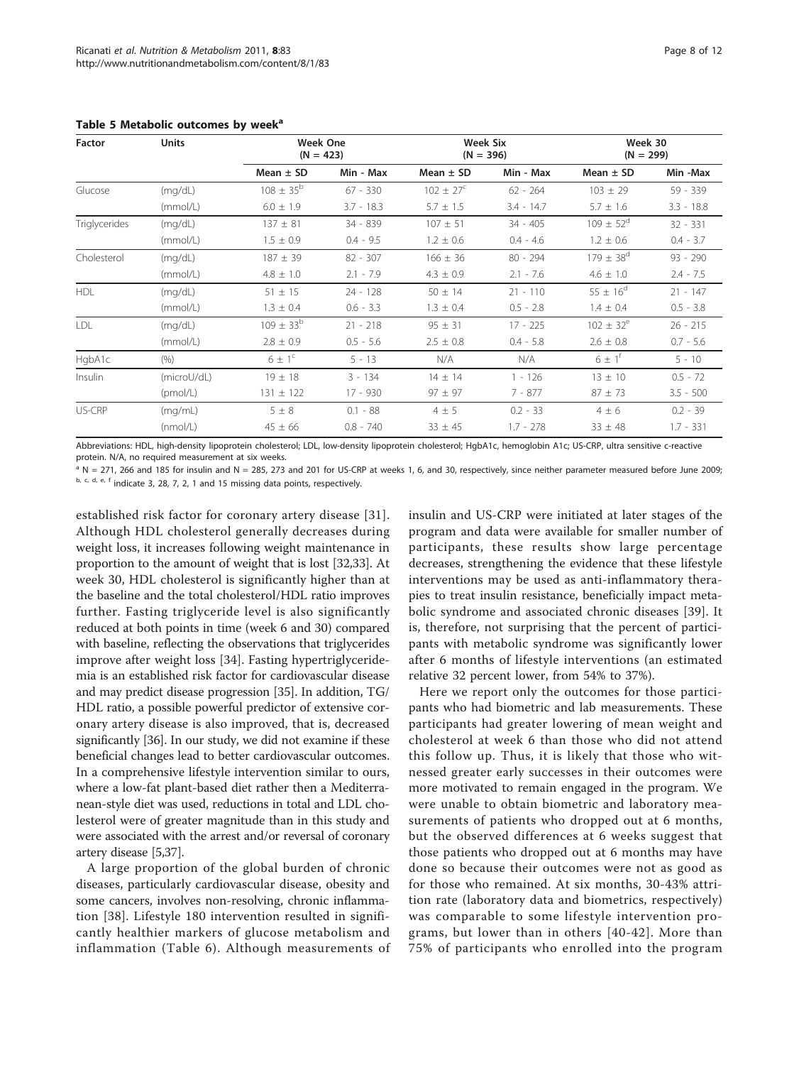**Table 5 Metabolic outcomes by week[a]**

| Factor | Units | Week One (N = 423) | | Week Six (N = 396) | | Week 30 (N = 299) | |
|---|---|---|---|---|---|---|---|
| | | Mean ± SD | Min - Max | Mean ± SD | Min - Max | Mean ± SD | Min -Max |
| Glucose | (mg/dL) | 108 ± 35[b] | 67 - 330 | 102 ± 27[c] | 62 - 264 | 103 ± 29 | 59 - 339 |
| | (mmol/L) | 6.0 ± 1.9 | 3.7 - 18.3 | 5.7 ± 1.5 | 3.4 - 14.7 | 5.7 ± 1.6 | 3.3 - 18.8 |
| Triglycerides | (mg/dL) | 137 ± 81 | 34 - 839 | 107 ± 51 | 34 - 405 | 109 ± 52[d] | 32 - 331 |
| | (mmol/L) | 1.5 ± 0.9 | 0.4 - 9.5 | 1.2 ± 0.6 | 0.4 - 4.6 | 1.2 ± 0.6 | 0.4 - 3.7 |
| Cholesterol | (mg/dL) | 187 ± 39 | 82 - 307 | 166 ± 36 | 80 - 294 | 179 ± 38[d] | 93 - 290 |
| | (mmol/L) | 4.8 ± 1.0 | 2.1 - 7.9 | 4.3 ± 0.9 | 2.1 - 7.6 | 4.6 ± 1.0 | 2.4 - 7.5 |
| HDL | (mg/dL) | 51 ± 15 | 24 - 128 | 50 ± 14 | 21 - 110 | 55 ± 16[d] | 21 - 147 |
| | (mmol/L) | 1.3 ± 0.4 | 0.6 - 3.3 | 1.3 ± 0.4 | 0.5 - 2.8 | 1.4 ± 0.4 | 0.5 - 3.8 |
| LDL | (mg/dL) | 109 ± 33[b] | 21 - 218 | 95 ± 31 | 17 - 225 | 102 ± 32[e] | 26 - 215 |
| | (mmol/L) | 2.8 ± 0.9 | 0.5 - 5.6 | 2.5 ± 0.8 | 0.4 - 5.8 | 2.6 ± 0.8 | 0.7 - 5.6 |
| HgbA1c | (%) | 6 ± 1[c] | 5 - 13 | N/A | N/A | 6 ± 1[f] | 5 - 10 |
| Insulin | (microU/dL) | 19 ± 18 | 3 - 134 | 14 ± 14 | 1 - 126 | 13 ± 10 | 0.5 - 72 |
| | (pmol/L) | 131 ± 122 | 17 - 930 | 97 ± 97 | 7 - 877 | 87 ± 73 | 3.5 - 500 |
| US-CRP | (mg/mL) | 5 ± 8 | 0.1 - 88 | 4 ± 5 | 0.2 - 33 | 4 ± 6 | 0.2 - 39 |
| | (nmol/L) | 45 ± 66 | 0.8 - 740 | 33 ± 45 | 1.7 - 278 | 33 ± 48 | 1.7 - 331 |

Abbreviations: HDL, high-density lipoprotein cholesterol; LDL, low-density lipoprotein cholesterol; HgbA1c, hemoglobin A1c; US-CRP, ultra sensitive c-reactive protein. N/A, no required measurement at six weeks.

[a] N = 271, 266 and 185 for insulin and N = 285, 273 and 201 for US-CRP at weeks 1, 6, and 30, respectively, since neither parameter measured before June 2009; [b, c, d, e, f] indicate 3, 28, 7, 2, 1 and 15 missing data points, respectively.

established risk factor for coronary artery disease [31]. Although HDL cholesterol generally decreases during weight loss, it increases following weight maintenance in proportion to the amount of weight that is lost [32,33]. At week 30, HDL cholesterol is significantly higher than at the baseline and the total cholesterol/HDL ratio improves further. Fasting triglyceride level is also significantly reduced at both points in time (week 6 and 30) compared with baseline, reflecting the observations that triglycerides improve after weight loss [34]. Fasting hypertriglyceridemia is an established risk factor for cardiovascular disease and may predict disease progression [35]. In addition, TG/HDL ratio, a possible powerful predictor of extensive coronary artery disease is also improved, that is, decreased significantly [36]. In our study, we did not examine if these beneficial changes lead to better cardiovascular outcomes. In a comprehensive lifestyle intervention similar to ours, where a low-fat plant-based diet rather then a Mediterranean-style diet was used, reductions in total and LDL cholesterol were of greater magnitude than in this study and were associated with the arrest and/or reversal of coronary artery disease [5,37].

A large proportion of the global burden of chronic diseases, particularly cardiovascular disease, obesity and some cancers, involves non-resolving, chronic inflammation [38]. Lifestyle 180 intervention resulted in significantly healthier markers of glucose metabolism and inflammation (Table 6). Although measurements of insulin and US-CRP were initiated at later stages of the program and data were available for smaller number of participants, these results show large percentage decreases, strengthening the evidence that these lifestyle interventions may be used as anti-inflammatory therapies to treat insulin resistance, beneficially impact metabolic syndrome and associated chronic diseases [39]. It is, therefore, not surprising that the percent of participants with metabolic syndrome was significantly lower after 6 months of lifestyle interventions (an estimated relative 32 percent lower, from 54% to 37%).

Here we report only the outcomes for those participants who had biometric and lab measurements. These participants had greater lowering of mean weight and cholesterol at week 6 than those who did not attend this follow up. Thus, it is likely that those who witnessed greater early successes in their outcomes were more motivated to remain engaged in the program. We were unable to obtain biometric and laboratory measurements of patients who dropped out at 6 months, but the observed differences at 6 weeks suggest that those patients who dropped out at 6 months may have done so because their outcomes were not as good as for those who remained. At six months, 30-43% attrition rate (laboratory data and biometrics, respectively) was comparable to some lifestyle intervention programs, but lower than in others [40-42]. More than 75% of participants who enrolled into the program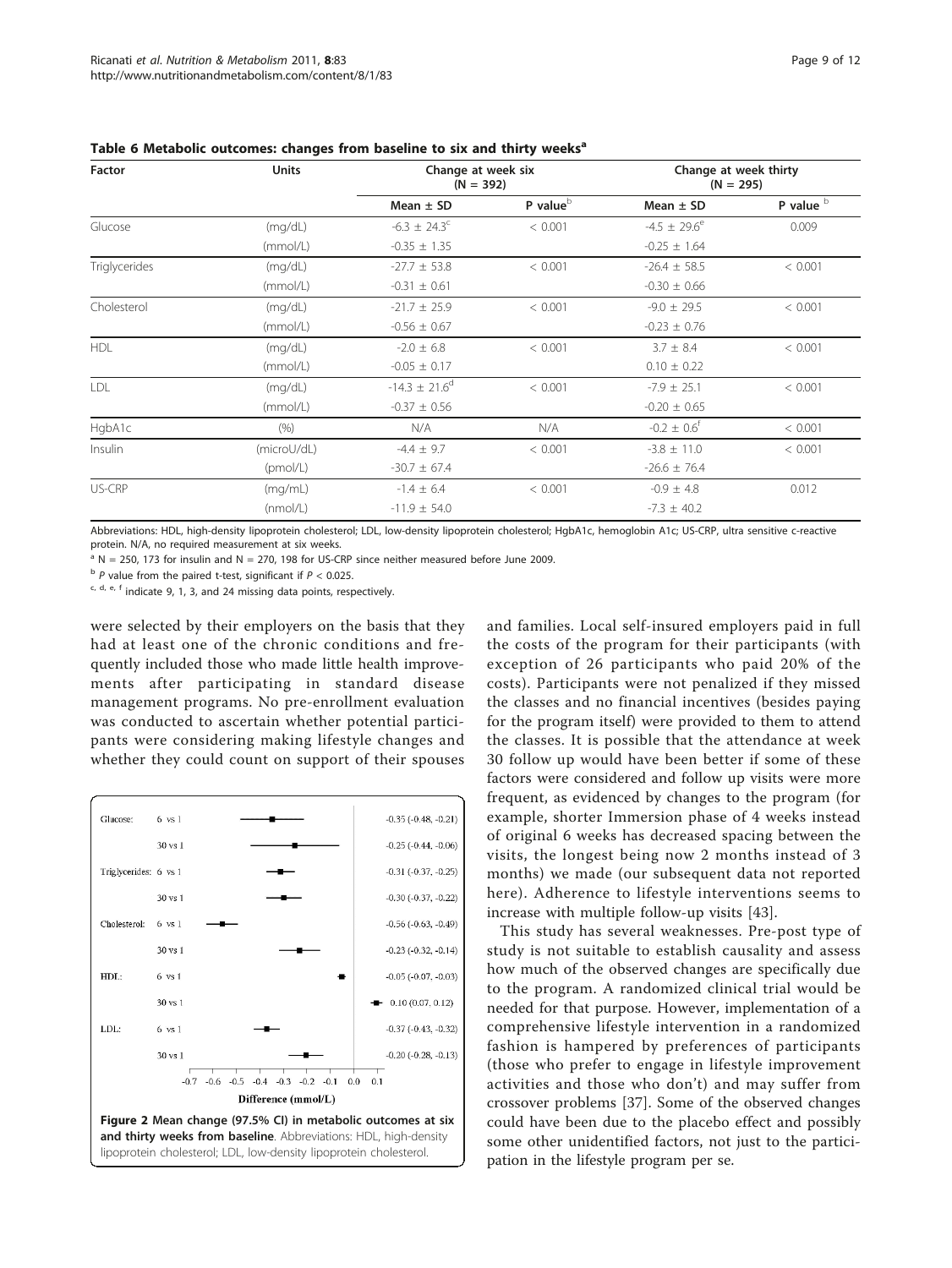**Table 6 Metabolic outcomes: changes from baseline to six and thirty weeks[a]**

| Factor | Units | Change at week six (N = 392) | | Change at week thirty (N = 295) | |
|---|---|---|---|---|---|
| | | Mean ± SD | P value[b] | Mean ± SD | P value[b] |
| Glucose | (mg/dL) | -6.3 ± 24.3[c] | < 0.001 | -4.5 ± 29.6[e] | 0.009 |
| | (mmol/L) | -0.35 ± 1.35 | | -0.25 ± 1.64 | |
| Triglycerides | (mg/dL) | -27.7 ± 53.8 | < 0.001 | -26.4 ± 58.5 | < 0.001 |
| | (mmol/L) | -0.31 ± 0.61 | | -0.30 ± 0.66 | |
| Cholesterol | (mg/dL) | -21.7 ± 25.9 | < 0.001 | -9.0 ± 29.5 | < 0.001 |
| | (mmol/L) | -0.56 ± 0.67 | | -0.23 ± 0.76 | |
| HDL | (mg/dL) | -2.0 ± 6.8 | < 0.001 | 3.7 ± 8.4 | < 0.001 |
| | (mmol/L) | -0.05 ± 0.17 | | 0.10 ± 0.22 | |
| LDL | (mg/dL) | -14.3 ± 21.6[d] | < 0.001 | -7.9 ± 25.1 | < 0.001 |
| | (mmol/L) | -0.37 ± 0.56 | | -0.20 ± 0.65 | |
| HgbA1c | (%) | N/A | N/A | -0.2 ± 0.6[f] | < 0.001 |
| Insulin | (microU/dL) | -4.4 ± 9.7 | < 0.001 | -3.8 ± 11.0 | < 0.001 |
| | (pmol/L) | -30.7 ± 67.4 | | -26.6 ± 76.4 | |
| US-CRP | (mg/mL) | -1.4 ± 6.4 | < 0.001 | -0.9 ± 4.8 | 0.012 |
| | (nmol/L) | -11.9 ± 54.0 | | -7.3 ± 40.2 | |

Abbreviations: HDL, high-density lipoprotein cholesterol; LDL, low-density lipoprotein cholesterol; HgbA1c, hemoglobin A1c; US-CRP, ultra sensitive c-reactive protein. N/A, no required measurement at six weeks.

[a] N = 250, 173 for insulin and N = 270, 198 for US-CRP since neither measured before June 2009.

[b] *P* value from the paired t-test, significant if $P < 0.025$.

[c, d, e, f] indicate 9, 1, 3, and 24 missing data points, respectively.

were selected by their employers on the basis that they had at least one of the chronic conditions and frequently included those who made little health improvements after participating in standard disease management programs. No pre-enrollment evaluation was conducted to ascertain whether potential participants were considering making lifestyle changes and whether they could count on support of their spouses and families. Local self-insured employers paid in full the costs of the program for their participants (with exception of 26 participants who paid 20% of the costs). Participants were not penalized if they missed the classes and no financial incentives (besides paying for the program itself) were provided to them to attend the classes. It is possible that the attendance at week 30 follow up would have been better if some of these factors were considered and follow up visits were more frequent, as evidenced by changes to the program (for example, shorter Immersion phase of 4 weeks instead of original 6 weeks has decreased spacing between the visits, the longest being now 2 months instead of 3 months) we made (our subsequent data not reported here). Adherence to lifestyle interventions seems to increase with multiple follow-up visits [43].

**Figure 2 Mean change (97.5% CI) in metabolic outcomes at six and thirty weeks from baseline**. Abbreviations: HDL, high-density lipoprotein cholesterol; LDL, low-density lipoprotein cholesterol.

This study has several weaknesses. Pre-post type of study is not suitable to establish causality and assess how much of the observed changes are specifically due to the program. A randomized clinical trial would be needed for that purpose. However, implementation of a comprehensive lifestyle intervention in a randomized fashion is hampered by preferences of participants (those who prefer to engage in lifestyle improvement activities and those who don't) and may suffer from crossover problems [37]. Some of the observed changes could have been due to the placebo effect and possibly some other unidentified factors, not just to the participation in the lifestyle program per se.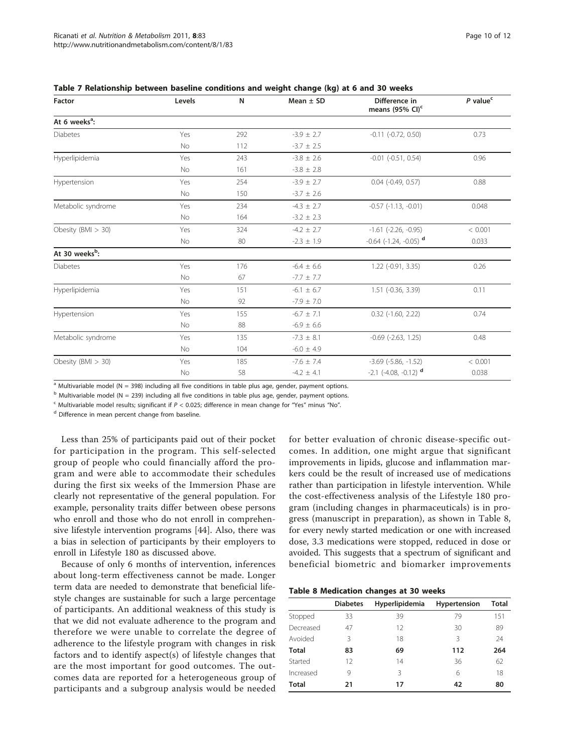**Table 7 Relationship between baseline conditions and weight change (kg) at 6 and 30 weeks**

| Factor | Levels | N | Mean ± SD | Difference in means (95% CI)[c] | $P$ value[c] |
|---|---|---|---|---|---|
| **At 6 weeks[a]:** | | | | | |
| Diabetes | Yes | 292 | -3.9 ± 2.7 | -0.11 (-0.72, 0.50) | 0.73 |
| | No | 112 | -3.7 ± 2.5 | | |
| Hyperlipidemia | Yes | 243 | -3.8 ± 2.6 | -0.01 (-0.51, 0.54) | 0.96 |
| | No | 161 | -3.8 ± 2.8 | | |
| Hypertension | Yes | 254 | -3.9 ± 2.7 | 0.04 (-0.49, 0.57) | 0.88 |
| | No | 150 | -3.7 ± 2.6 | | |
| Metabolic syndrome | Yes | 234 | -4.3 ± 2.7 | -0.57 (-1.13, -0.01) | 0.048 |
| | No | 164 | -3.2 ± 2.3 | | |
| Obesity (BMI > 30) | Yes | 324 | -4.2 ± 2.7 | -1.61 (-2.26, -0.95) | < 0.001 |
| | No | 80 | -2.3 ± 1.9 | -0.64 (-1.24, -0.05) [d] | 0.033 |
| **At 30 weeks[b]:** | | | | | |
| Diabetes | Yes | 176 | -6.4 ± 6.6 | 1.22 (-0.91, 3.35) | 0.26 |
| | No | 67 | -7.7 ± 7.7 | | |
| Hyperlipidemia | Yes | 151 | -6.1 ± 6.7 | 1.51 (-0.36, 3.39) | 0.11 |
| | No | 92 | -7.9 ± 7.0 | | |
| Hypertension | Yes | 155 | -6.7 ± 7.1 | 0.32 (-1.60, 2.22) | 0.74 |
| | No | 88 | -6.9 ± 6.6 | | |
| Metabolic syndrome | Yes | 135 | -7.3 ± 8.1 | -0.69 (-2.63, 1.25) | 0.48 |
| | No | 104 | -6.0 ± 4.9 | | |
| Obesity (BMI > 30) | Yes | 185 | -7.6 ± 7.4 | -3.69 (-5.86, -1.52) | < 0.001 |
| | No | 58 | -4.2 ± 4.1 | -2.1 (-4.08, -0.12) [d] | 0.038 |

[a] Multivariable model (N = 398) including all five conditions in table plus age, gender, payment options.
[b] Multivariable model (N = 239) including all five conditions in table plus age, gender, payment options.
[c] Multivariable model results; significant if $P < 0.025$; difference in mean change for "Yes" minus "No".
[d] Difference in mean percent change from baseline.

Less than 25% of participants paid out of their pocket for participation in the program. This self-selected group of people who could financially afford the program and were able to accommodate their schedules during the first six weeks of the Immersion Phase are clearly not representative of the general population. For example, personality traits differ between obese persons who enroll and those who do not enroll in comprehensive lifestyle intervention programs [44]. Also, there was a bias in selection of participants by their employers to enroll in Lifestyle 180 as discussed above.

Because of only 6 months of intervention, inferences about long-term effectiveness cannot be made. Longer term data are needed to demonstrate that beneficial lifestyle changes are sustainable for such a large percentage of participants. An additional weakness of this study is that we did not evaluate adherence to the program and therefore we were unable to correlate the degree of adherence to the lifestyle program with changes in risk factors and to identify aspect(s) of lifestyle changes that are the most important for good outcomes. The outcomes data are reported for a heterogeneous group of participants and a subgroup analysis would be needed for better evaluation of chronic disease-specific outcomes. In addition, one might argue that significant improvements in lipids, glucose and inflammation markers could be the result of increased use of medications rather than participation in lifestyle intervention. While the cost-effectiveness analysis of the Lifestyle 180 program (including changes in pharmaceuticals) is in progress (manuscript in preparation), as shown in Table 8, for every newly started medication or one with increased dose, 3.3 medications were stopped, reduced in dose or avoided. This suggests that a spectrum of significant and beneficial biometric and biomarker improvements

**Table 8 Medication changes at 30 weeks**

| | Diabetes | Hyperlipidemia | Hypertension | Total |
|---|---|---|---|---|
| Stopped | 33 | 39 | 79 | 151 |
| Decreased | 47 | 12 | 30 | 89 |
| Avoided | 3 | 18 | 3 | 24 |
| **Total** | **83** | **69** | **112** | **264** |
| Started | 12 | 14 | 36 | 62 |
| Increased | 9 | 3 | 6 | 18 |
| **Total** | **21** | **17** | **42** | **80** |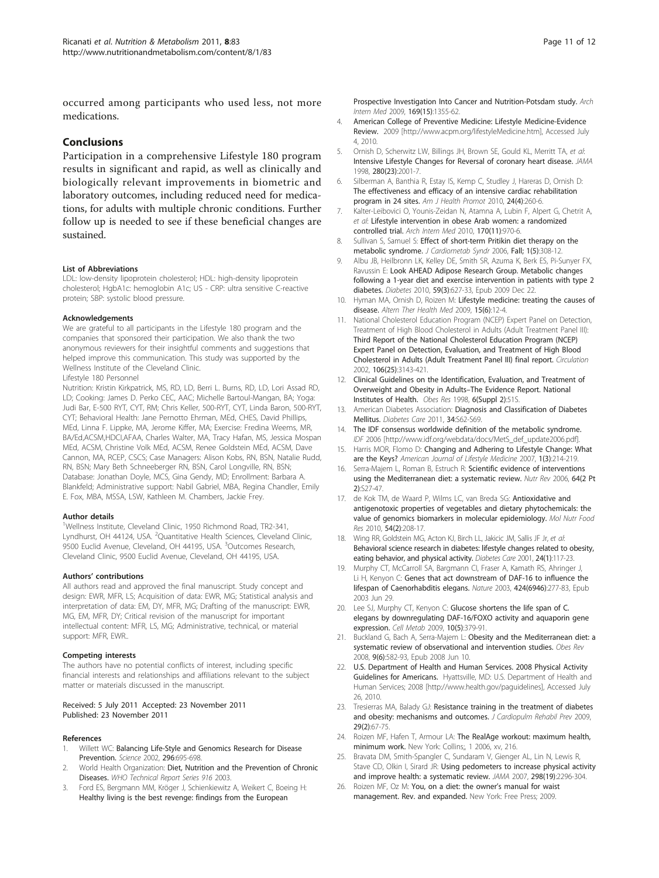occurred among participants who used less, not more medications.

## Conclusions

Participation in a comprehensive Lifestyle 180 program results in significant and rapid, as well as clinically and biologically relevant improvements in biometric and laboratory outcomes, including reduced need for medications, for adults with multiple chronic conditions. Further follow up is needed to see if these beneficial changes are sustained.

### List of Abbreviations

LDL: low-density lipoprotein cholesterol; HDL: high-density lipoprotein cholesterol; HgbA1c: hemoglobin A1c; US - CRP: ultra sensitive C-reactive protein; SBP: systolic blood pressure.

### Acknowledgements

We are grateful to all participants in the Lifestyle 180 program and the companies that sponsored their participation. We also thank the two anonymous reviewers for their insightful comments and suggestions that helped improve this communication. This study was supported by the Wellness Institute of the Cleveland Clinic.

Lifestyle 180 Personnel

Nutrition: Kristin Kirkpatrick, MS, RD, LD, Berri L. Burns, RD, LD, Lori Assad RD, LD; Cooking: James D. Perko CEC, AAC; Michelle Bartoul-Mangan, BA; Yoga: Judi Bar, E-500 RYT, CYT, RM; Chris Keller, 500-RYT, CYT, Linda Baron, 500-RYT, CYT; Behavioral Health: Jane Pernotto Ehrman, MEd, CHES, David Phillips, MEd, Linna F. Lippke, MA, Jerome Kiffer, MA; Exercise: Fredina Weems, MR, BA/Ed,ACSM,HDCI,AFAA, Charles Walter, MA, Tracy Hafan, MS, Jessica Mospan MEd, ACSM, Christine Volk MEd, ACSM, Renee Goldstein MEd, ACSM, Dave Cannon, MA, RCEP, CSCS; Case Managers: Alison Kobs, RN, BSN, Natalie Rudd, RN, BSN; Mary Beth Schneeberger RN, BSN, Carol Longville, RN, BSN; Database: Jonathan Doyle, MCS, Gina Gendy, MD; Enrollment: Barbara A. Blankfeld; Administrative support: Nabil Gabriel, MBA, Regina Chandler, Emily E. Fox, MBA, MSSA, LSW, Kathleen M. Chambers, Jackie Frey.

### Author details

[1]Wellness Institute, Cleveland Clinic, 1950 Richmond Road, TR2-341, Lyndhurst, OH 44124, USA. [2]Quantitative Health Sciences, Cleveland Clinic, 9500 Euclid Avenue, Cleveland, OH 44195, USA. [3]Outcomes Research, Cleveland Clinic, 9500 Euclid Avenue, Cleveland, OH 44195, USA.

### Authors' contributions

All authors read and approved the final manuscript. Study concept and design: EWR, MFR, LS; Acquisition of data: EWR, MG; Statistical analysis and interpretation of data: EM, DY, MFR, MG; Drafting of the manuscript: EWR, MG, EM, MFR, DY; Critical revision of the manuscript for important intellectual content: MFR, LS, MG; Administrative, technical, or material support: MFR, EWR..

### Competing interests

The authors have no potential conflicts of interest, including specific financial interests and relationships and affiliations relevant to the subject matter or materials discussed in the manuscript.

Received: 5 July 2011 Accepted: 23 November 2011
Published: 23 November 2011

### References

1. Willett WC: **Balancing Life-Style and Genomics Research for Disease Prevention.** *Science* 2002, **296**:695-698.
2. World Health Organization: **Diet, Nutrition and the Prevention of Chronic Diseases.** *WHO Technical Report Series 916* 2003.
3. Ford ES, Bergmann MM, Kröger J, Schienkiewitz A, Weikert C, Boeing H: **Healthy living is the best revenge: findings from the European Prospective Investigation Into Cancer and Nutrition-Potsdam study.** *Arch Intern Med* 2009, **169(15)**:1355-62.
4. **American College of Preventive Medicine: Lifestyle Medicine-Evidence Review.** 2009 [http://www.acpm.org/lifestyleMedicine.htm], Accessed July 4, 2010.
5. Ornish D, Scherwitz LW, Billings JH, Brown SE, Gould KL, Merritt TA, *et al*: **Intensive Lifestyle Changes for Reversal of coronary heart disease.** *JAMA* 1998, **280(23)**:2001-7.
6. Silberman A, Banthia R, Estay IS, Kemp C, Studley J, Hareras D, Ornish D: **The effectiveness and efficacy of an intensive cardiac rehabilitation program in 24 sites.** *Am J Health Promot* 2010, **24(4)**:260-6.
7. Kalter-Leibovici O, Younis-Zeidan N, Atamna A, Lubin F, Alpert G, Chetrit A, *et al*: **Lifestyle intervention in obese Arab women: a randomized controlled trial.** *Arch Intern Med* 2010, **170(11)**:970-6.
8. Sullivan S, Samuel S: **Effect of short-term Pritikin diet therapy on the metabolic syndrome.** *J Cardiometab Syndr* 2006, **Fall; 1(5)**:308-12.
9. Albu JB, Heilbronn LK, Kelley DE, Smith SR, Azuma K, Berk ES, Pi-Sunyer FX, Ravussin E: **Look AHEAD Adipose Research Group. Metabolic changes following a 1-year diet and exercise intervention in patients with type 2 diabetes.** *Diabetes* 2010, **59(3)**:627-33, Epub 2009 Dec 22.
10. Hyman MA, Ornish D, Roizen M: **Lifestyle medicine: treating the causes of disease.** *Altern Ther Health Med* 2009, **15(6)**:12-4.
11. National Cholesterol Education Program (NCEP) Expert Panel on Detection, Treatment of High Blood Cholesterol in Adults (Adult Treatment Panel III): **Third Report of the National Cholesterol Education Program (NCEP) Expert Panel on Detection, Evaluation, and Treatment of High Blood Cholesterol in Adults (Adult Treatment Panel III) final report.** *Circulation* 2002, **106(25)**:3143-421.
12. **Clinical Guidelines on the Identification, Evaluation, and Treatment of Overweight and Obesity in Adults–The Evidence Report. National Institutes of Health.** *Obes Res* 1998, **6(Suppl 2)**:51S.
13. American Diabetes Association: **Diagnosis and Classification of Diabetes Mellitus.** *Diabetes Care* 2011, **34**:S62-S69.
14. **The IDF consensus worldwide definition of the metabolic syndrome.** *IDF* 2006 [http://www.idf.org/webdata/docs/MetS_def_update2006.pdf].
15. Harris MOR, Flomo D: **Changing and Adhering to Lifestyle Change: What are the Keys?** *American Journal of Lifestyle Medicine* 2007, **1(3)**:214-219.
16. Serra-Majem L, Roman B, Estruch R: **Scientific evidence of interventions using the Mediterranean diet: a systematic review.** *Nutr Rev* 2006, **64(2 Pt 2)**:S27-47.
17. de Kok TM, de Waard P, Wilms LC, van Breda SG: **Antioxidative and antigenotoxic properties of vegetables and dietary phytochemicals: the value of genomics biomarkers in molecular epidemiology.** *Mol Nutr Food Res* 2010, **54(2)**:208-17.
18. Wing RR, Goldstein MG, Acton KJ, Birch LL, Jakicic JM, Sallis JF Jr, *et al*: **Behavioral science research in diabetes: lifestyle changes related to obesity, eating behavior, and physical activity.** *Diabetes Care* 2001, **24(1)**:117-23.
19. Murphy CT, McCarroll SA, Bargmann CI, Fraser A, Kamath RS, Ahringer J, Li H, Kenyon C: **Genes that act downstream of DAF-16 to influence the lifespan of Caenorhabditis elegans.** *Nature* 2003, **424(6946)**:277-83, Epub 2003 Jun 29.
20. Lee SJ, Murphy CT, Kenyon C: **Glucose shortens the life span of C. elegans by downregulating DAF-16/FOXO activity and aquaporin gene expression.** *Cell Metab* 2009, **10(5)**:379-91.
21. Buckland G, Bach A, Serra-Majem L: **Obesity and the Mediterranean diet: a systematic review of observational and intervention studies.** *Obes Rev* 2008, **9(6)**:582-93, Epub 2008 Jun 10.
22. **U.S. Department of Health and Human Services. 2008 Physical Activity Guidelines for Americans.** Hyattsville, MD: U.S. Department of Health and Human Services; 2008 [http://www.health.gov/paguidelines], Accessed July 26, 2010.
23. Tresierras MA, Balady GJ: **Resistance training in the treatment of diabetes and obesity: mechanisms and outcomes.** *J Cardiopulm Rehabil Prev* 2009, **29(2)**:67-75.
24. Roizen MF, Hafen T, Armour LA: **The RealAge workout: maximum health, minimum work.** New York: Collins;, 1 2006, xv, 216.
25. Bravata DM, Smith-Spangler C, Sundaram V, Gienger AL, Lin N, Lewis R, Stave CD, Olkin I, Sirard JR: **Using pedometers to increase physical activity and improve health: a systematic review.** *JAMA* 2007, **298(19)**:2296-304.
26. Roizen MF, Oz M: **You, on a diet: the owner's manual for waist management. Rev. and expanded.** New York: Free Press; 2009.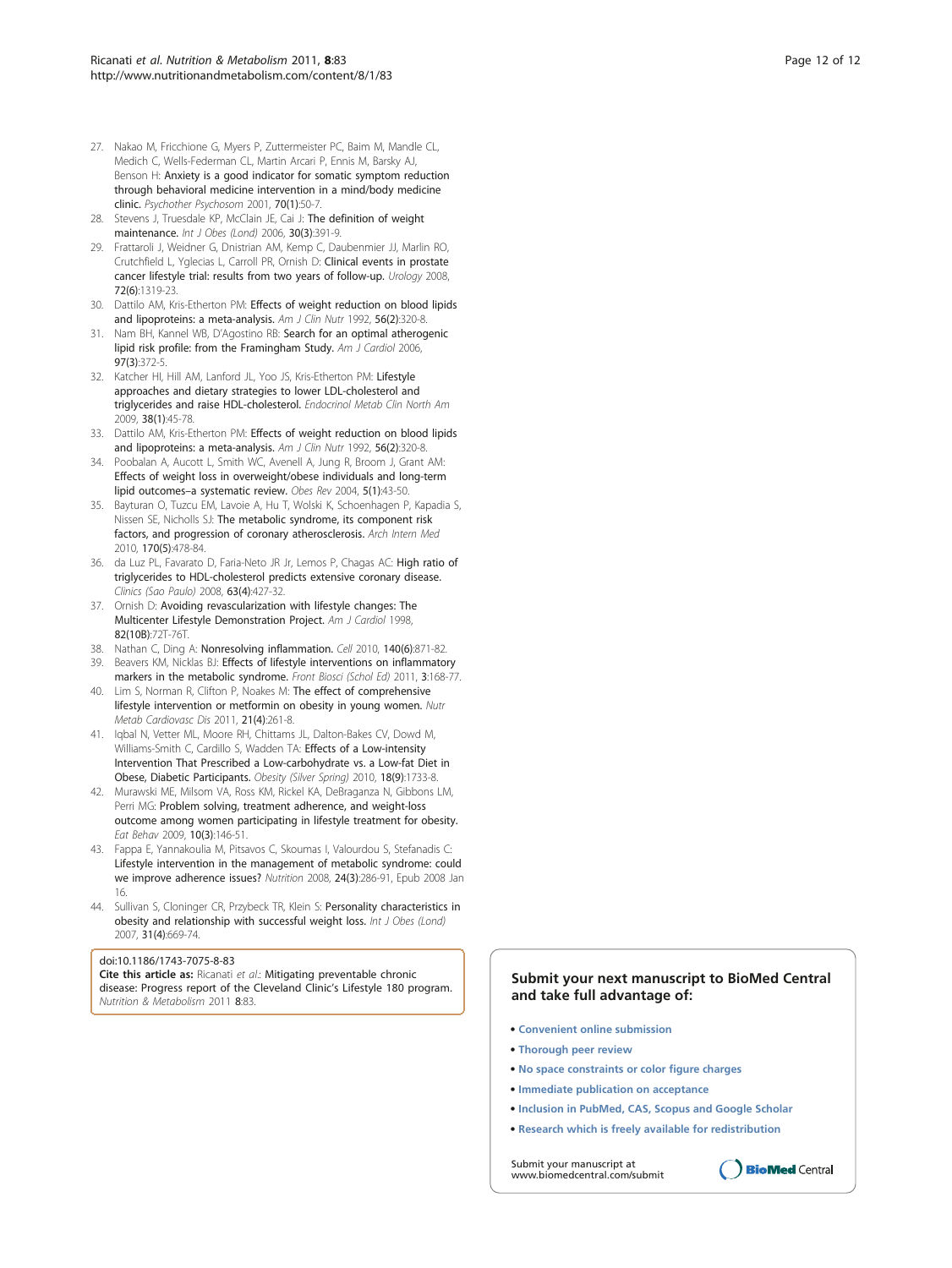27. Nakao M, Fricchione G, Myers P, Zuttermeister PC, Baim M, Mandle CL, Medich C, Wells-Federman CL, Martin Arcari P, Ennis M, Barsky AJ, Benson H: **Anxiety is a good indicator for somatic symptom reduction through behavioral medicine intervention in a mind/body medicine clinic.** *Psychother Psychosom* 2001, **70(1)**:50-7.
28. Stevens J, Truesdale KP, McClain JE, Cai J: **The definition of weight maintenance.** *Int J Obes (Lond)* 2006, **30(3)**:391-9.
29. Frattaroli J, Weidner G, Dnistrian AM, Kemp C, Daubenmier JJ, Marlin RO, Crutchfield L, Yglecias L, Carroll PR, Ornish D: **Clinical events in prostate cancer lifestyle trial: results from two years of follow-up.** *Urology* 2008, **72(6)**:1319-23.
30. Dattilo AM, Kris-Etherton PM: **Effects of weight reduction on blood lipids and lipoproteins: a meta-analysis.** *Am J Clin Nutr* 1992, **56(2)**:320-8.
31. Nam BH, Kannel WB, D'Agostino RB: **Search for an optimal atherogenic lipid risk profile: from the Framingham Study.** *Am J Cardiol* 2006, **97(3)**:372-5.
32. Katcher HI, Hill AM, Lanford JL, Yoo JS, Kris-Etherton PM: **Lifestyle approaches and dietary strategies to lower LDL-cholesterol and triglycerides and raise HDL-cholesterol.** *Endocrinol Metab Clin North Am* 2009, **38(1)**:45-78.
33. Dattilo AM, Kris-Etherton PM: **Effects of weight reduction on blood lipids and lipoproteins: a meta-analysis.** *Am J Clin Nutr* 1992, **56(2)**:320-8.
34. Poobalan A, Aucott L, Smith WC, Avenell A, Jung R, Broom J, Grant AM: **Effects of weight loss in overweight/obese individuals and long-term lipid outcomes–a systematic review.** *Obes Rev* 2004, **5(1)**:43-50.
35. Bayturan O, Tuzcu EM, Lavoie A, Hu T, Wolski K, Schoenhagen P, Kapadia S, Nissen SE, Nicholls SJ: **The metabolic syndrome, its component risk factors, and progression of coronary atherosclerosis.** *Arch Intern Med* 2010, **170(5)**:478-84.
36. da Luz PL, Favarato D, Faria-Neto JR Jr, Lemos P, Chagas AC: **High ratio of triglycerides to HDL-cholesterol predicts extensive coronary disease.** *Clinics (Sao Paulo)* 2008, **63(4)**:427-32.
37. Ornish D: **Avoiding revascularization with lifestyle changes: The Multicenter Lifestyle Demonstration Project.** *Am J Cardiol* 1998, **82(10B)**:72T-76T.
38. Nathan C, Ding A: **Nonresolving inflammation.** *Cell* 2010, **140(6)**:871-82.
39. Beavers KM, Nicklas BJ: **Effects of lifestyle interventions on inflammatory markers in the metabolic syndrome.** *Front Biosci (Schol Ed)* 2011, **3**:168-77.
40. Lim S, Norman R, Clifton P, Noakes M: **The effect of comprehensive lifestyle intervention or metformin on obesity in young women.** *Nutr Metab Cardiovasc Dis* 2011, **21(4)**:261-8.
41. Iqbal N, Vetter ML, Moore RH, Chittams JL, Dalton-Bakes CV, Dowd M, Williams-Smith C, Cardillo S, Wadden TA: **Effects of a Low-intensity Intervention That Prescribed a Low-carbohydrate vs. a Low-fat Diet in Obese, Diabetic Participants.** *Obesity (Silver Spring)* 2010, **18(9)**:1733-8.
42. Murawski ME, Milsom VA, Ross KM, Rickel KA, DeBraganza N, Gibbons LM, Perri MG: **Problem solving, treatment adherence, and weight-loss outcome among women participating in lifestyle treatment for obesity.** *Eat Behav* 2009, **10(3)**:146-51.
43. Fappa E, Yannakoulia M, Pitsavos C, Skoumas I, Valourdou S, Stefanadis C: **Lifestyle intervention in the management of metabolic syndrome: could we improve adherence issues?** *Nutrition* 2008, **24(3)**:286-91, Epub 2008 Jan 16.
44. Sullivan S, Cloninger CR, Przybeck TR, Klein S: **Personality characteristics in obesity and relationship with successful weight loss.** *Int J Obes (Lond)* 2007, **31(4)**:669-74.

doi:10.1186/1743-7075-8-83

**Cite this article as:** Ricanati *et al.*: Mitigating preventable chronic disease: Progress report of the Cleveland Clinic's Lifestyle 180 program. *Nutrition & Metabolism* 2011 **8**:83.

**Submit your next manuscript to BioMed Central and take full advantage of:**

- Convenient online submission
- Thorough peer review
- No space constraints or color figure charges
- Immediate publication on acceptance
- Inclusion in PubMed, CAS, Scopus and Google Scholar
- Research which is freely available for redistribution

Submit your manuscript at www.biomedcentral.com/submit

BioMed Central